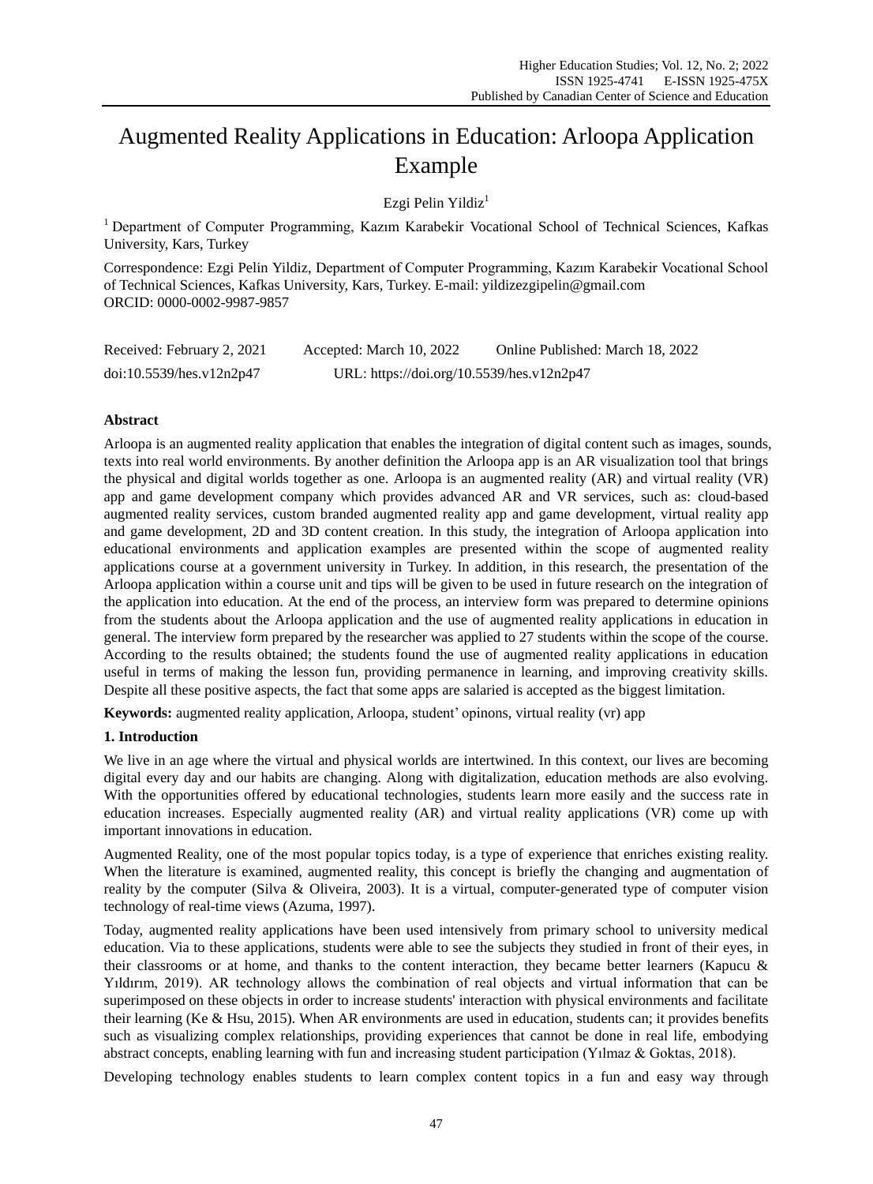# Augmented Reality Applications in Education: Arloopa Application Example

Ezgi Pelin Yildiz[1]

[1] Department of Computer Programming, Kazım Karabekir Vocational School of Technical Sciences, Kafkas University, Kars, Turkey

Correspondence: Ezgi Pelin Yildiz, Department of Computer Programming, Kazım Karabekir Vocational School of Technical Sciences, Kafkas University, Kars, Turkey. E-mail: yildizezgipelin@gmail.com
ORCID: 0000-0002-9987-9857

Received: February 2, 2021 Accepted: March 10, 2022 Online Published: March 18, 2022

doi:10.5539/hes.v12n2p47 URL: https://doi.org/10.5539/hes.v12n2p47

**Abstract**

Arloopa is an augmented reality application that enables the integration of digital content such as images, sounds, texts into real world environments. By another definition the Arloopa app is an AR visualization tool that brings the physical and digital worlds together as one. Arloopa is an augmented reality (AR) and virtual reality (VR) app and game development company which provides advanced AR and VR services, such as: cloud-based augmented reality services, custom branded augmented reality app and game development, virtual reality app and game development, 2D and 3D content creation. In this study, the integration of Arloopa application into educational environments and application examples are presented within the scope of augmented reality applications course at a government university in Turkey. In addition, in this research, the presentation of the Arloopa application within a course unit and tips will be given to be used in future research on the integration of the application into education. At the end of the process, an interview form was prepared to determine opinions from the students about the Arloopa application and the use of augmented reality applications in education in general. The interview form prepared by the researcher was applied to 27 students within the scope of the course. According to the results obtained; the students found the use of augmented reality applications in education useful in terms of making the lesson fun, providing permanence in learning, and improving creativity skills. Despite all these positive aspects, the fact that some apps are salaried is accepted as the biggest limitation.

**Keywords:** augmented reality application, Arloopa, student' opinons, virtual reality (vr) app

## 1. Introduction

We live in an age where the virtual and physical worlds are intertwined. In this context, our lives are becoming digital every day and our habits are changing. Along with digitalization, education methods are also evolving. With the opportunities offered by educational technologies, students learn more easily and the success rate in education increases. Especially augmented reality (AR) and virtual reality applications (VR) come up with important innovations in education.

Augmented Reality, one of the most popular topics today, is a type of experience that enriches existing reality. When the literature is examined, augmented reality, this concept is briefly the changing and augmentation of reality by the computer (Silva & Oliveira, 2003). It is a virtual, computer-generated type of computer vision technology of real-time views (Azuma, 1997).

Today, augmented reality applications have been used intensively from primary school to university medical education. Via to these applications, students were able to see the subjects they studied in front of their eyes, in their classrooms or at home, and thanks to the content interaction, they became better learners (Kapucu & Yıldırım, 2019). AR technology allows the combination of real objects and virtual information that can be superimposed on these objects in order to increase students' interaction with physical environments and facilitate their learning (Ke & Hsu, 2015). When AR environments are used in education, students can; it provides benefits such as visualizing complex relationships, providing experiences that cannot be done in real life, embodying abstract concepts, enabling learning with fun and increasing student participation (Yılmaz & Goktas, 2018).

Developing technology enables students to learn complex content topics in a fun and easy way through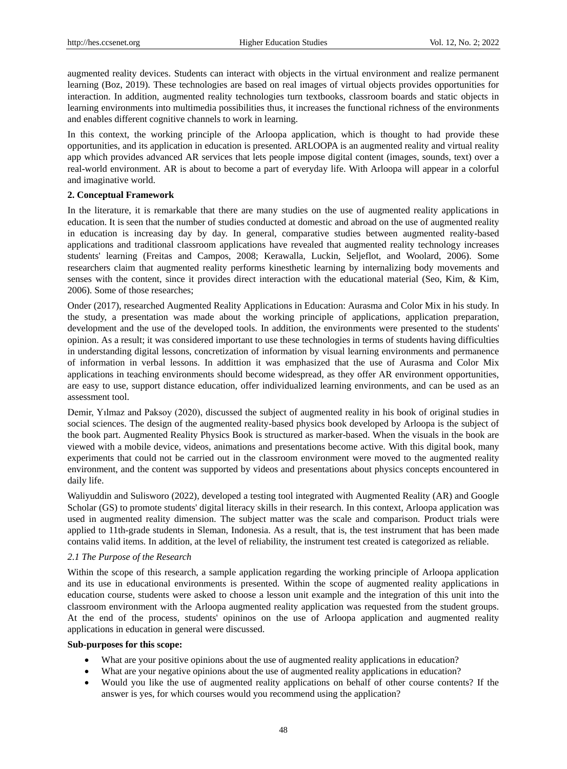augmented reality devices. Students can interact with objects in the virtual environment and realize permanent learning (Boz, 2019). These technologies are based on real images of virtual objects provides opportunities for interaction. In addition, augmented reality technologies turn textbooks, classroom boards and static objects in learning environments into multimedia possibilities thus, it increases the functional richness of the environments and enables different cognitive channels to work in learning.

In this context, the working principle of the Arloopa application, which is thought to had provide these opportunities, and its application in education is presented. ARLOOPA is an augmented reality and virtual reality app which provides advanced AR services that lets people impose digital content (images, sounds, text) over a real-world environment. AR is about to become a part of everyday life. With Arloopa will appear in a colorful and imaginative world.

## 2. Conceptual Framework

In the literature, it is remarkable that there are many studies on the use of augmented reality applications in education. It is seen that the number of studies conducted at domestic and abroad on the use of augmented reality in education is increasing day by day. In general, comparative studies between augmented reality-based applications and traditional classroom applications have revealed that augmented reality technology increases students' learning (Freitas and Campos, 2008; Kerawalla, Luckin, Seljeflot, and Woolard, 2006). Some researchers claim that augmented reality performs kinesthetic learning by internalizing body movements and senses with the content, since it provides direct interaction with the educational material (Seo, Kim, & Kim, 2006). Some of those researches;

Onder (2017), researched Augmented Reality Applications in Education: Aurasma and Color Mix in his study. In the study, a presentation was made about the working principle of applications, application preparation, development and the use of the developed tools. In addition, the environments were presented to the students' opinion. As a result; it was considered important to use these technologies in terms of students having difficulties in understanding digital lessons, concretization of information by visual learning environments and permanence of information in verbal lessons. In addittion it was emphasized that the use of Aurasma and Color Mix applications in teaching environments should become widespread, as they offer AR environment opportunities, are easy to use, support distance education, offer individualized learning environments, and can be used as an assessment tool.

Demir, Yılmaz and Paksoy (2020), discussed the subject of augmented reality in his book of original studies in social sciences. The design of the augmented reality-based physics book developed by Arloopa is the subject of the book part. Augmented Reality Physics Book is structured as marker-based. When the visuals in the book are viewed with a mobile device, videos, animations and presentations become active. With this digital book, many experiments that could not be carried out in the classroom environment were moved to the augmented reality environment, and the content was supported by videos and presentations about physics concepts encountered in daily life.

Waliyuddin and Sulisworo (2022), developed a testing tool integrated with Augmented Reality (AR) and Google Scholar (GS) to promote students' digital literacy skills in their research. In this context, Arloopa application was used in augmented reality dimension. The subject matter was the scale and comparison. Product trials were applied to 11th-grade students in Sleman, Indonesia. As a result, that is, the test instrument that has been made contains valid items. In addition, at the level of reliability, the instrument test created is categorized as reliable.

### *2.1 The Purpose of the Research*

Within the scope of this research, a sample application regarding the working principle of Arloopa application and its use in educational environments is presented. Within the scope of augmented reality applications in education course, students were asked to choose a lesson unit example and the integration of this unit into the classroom environment with the Arloopa augmented reality application was requested from the student groups. At the end of the process, students' opininos on the use of Arloopa application and augmented reality applications in education in general were discussed.

**Sub-purposes for this scope:**

- What are your positive opinions about the use of augmented reality applications in education?
- What are your negative opinions about the use of augmented reality applications in education?
- Would you like the use of augmented reality applications on behalf of other course contents? If the answer is yes, for which courses would you recommend using the application?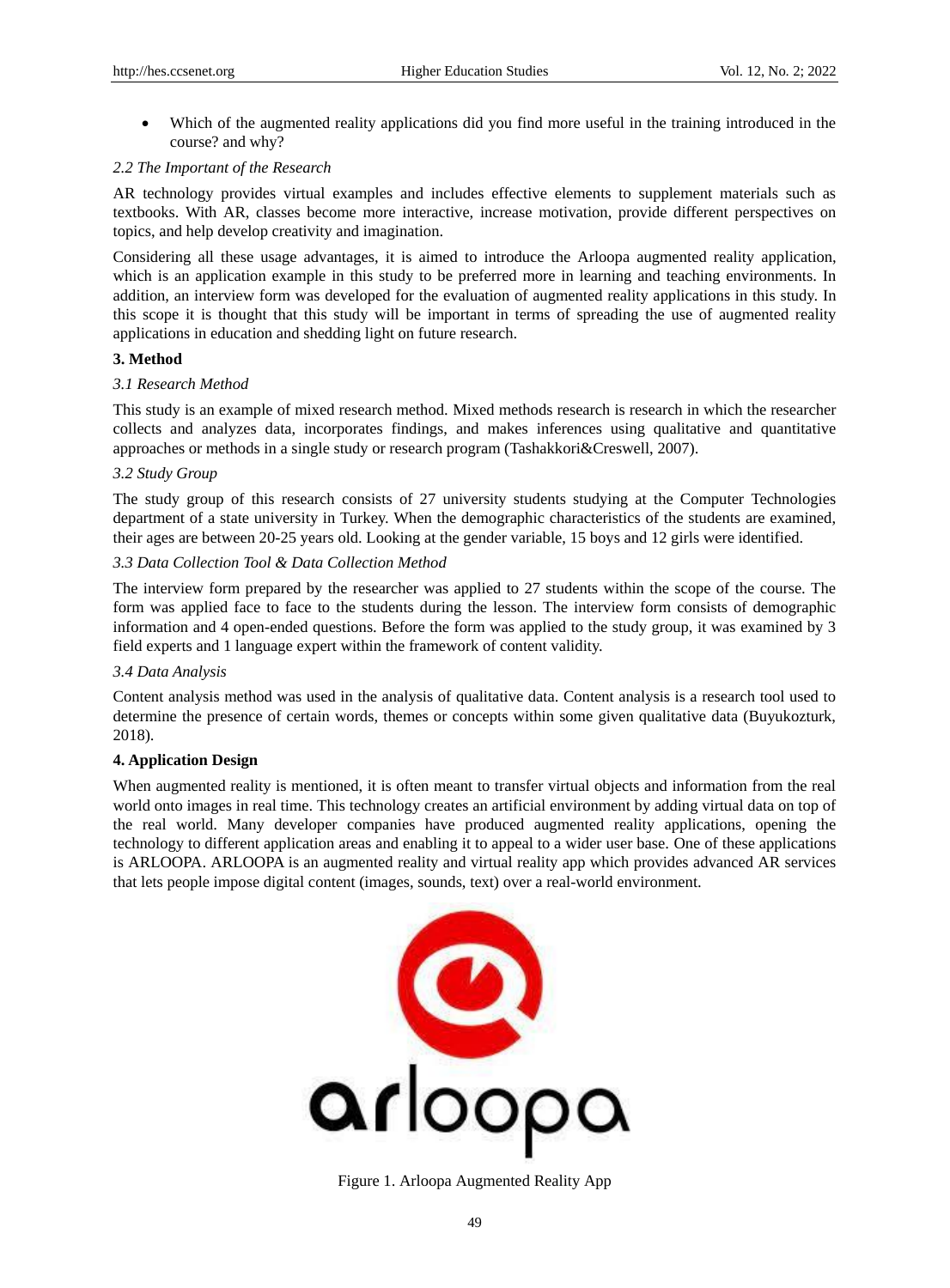- Which of the augmented reality applications did you find more useful in the training introduced in the course? and why?

### *2.2 The Important of the Research*

AR technology provides virtual examples and includes effective elements to supplement materials such as textbooks. With AR, classes become more interactive, increase motivation, provide different perspectives on topics, and help develop creativity and imagination.

Considering all these usage advantages, it is aimed to introduce the Arloopa augmented reality application, which is an application example in this study to be preferred more in learning and teaching environments. In addition, an interview form was developed for the evaluation of augmented reality applications in this study. In this scope it is thought that this study will be important in terms of spreading the use of augmented reality applications in education and shedding light on future research.

## **3. Method**

### *3.1 Research Method*

This study is an example of mixed research method. Mixed methods research is research in which the researcher collects and analyzes data, incorporates findings, and makes inferences using qualitative and quantitative approaches or methods in a single study or research program (Tashakkori&Creswell, 2007).

### *3.2 Study Group*

The study group of this research consists of 27 university students studying at the Computer Technologies department of a state university in Turkey. When the demographic characteristics of the students are examined, their ages are between 20-25 years old. Looking at the gender variable, 15 boys and 12 girls were identified.

### *3.3 Data Collection Tool & Data Collection Method*

The interview form prepared by the researcher was applied to 27 students within the scope of the course. The form was applied face to face to the students during the lesson. The interview form consists of demographic information and 4 open-ended questions. Before the form was applied to the study group, it was examined by 3 field experts and 1 language expert within the framework of content validity.

### *3.4 Data Analysis*

Content analysis method was used in the analysis of qualitative data. Content analysis is a research tool used to determine the presence of certain words, themes or concepts within some given qualitative data (Buyukozturk, 2018).

## **4. Application Design**

When augmented reality is mentioned, it is often meant to transfer virtual objects and information from the real world onto images in real time. This technology creates an artificial environment by adding virtual data on top of the real world. Many developer companies have produced augmented reality applications, opening the technology to different application areas and enabling it to appeal to a wider user base. One of these applications is ARLOOPA. ARLOOPA is an augmented reality and virtual reality app which provides advanced AR services that lets people impose digital content (images, sounds, text) over a real-world environment.

Figure 1. Arloopa Augmented Reality App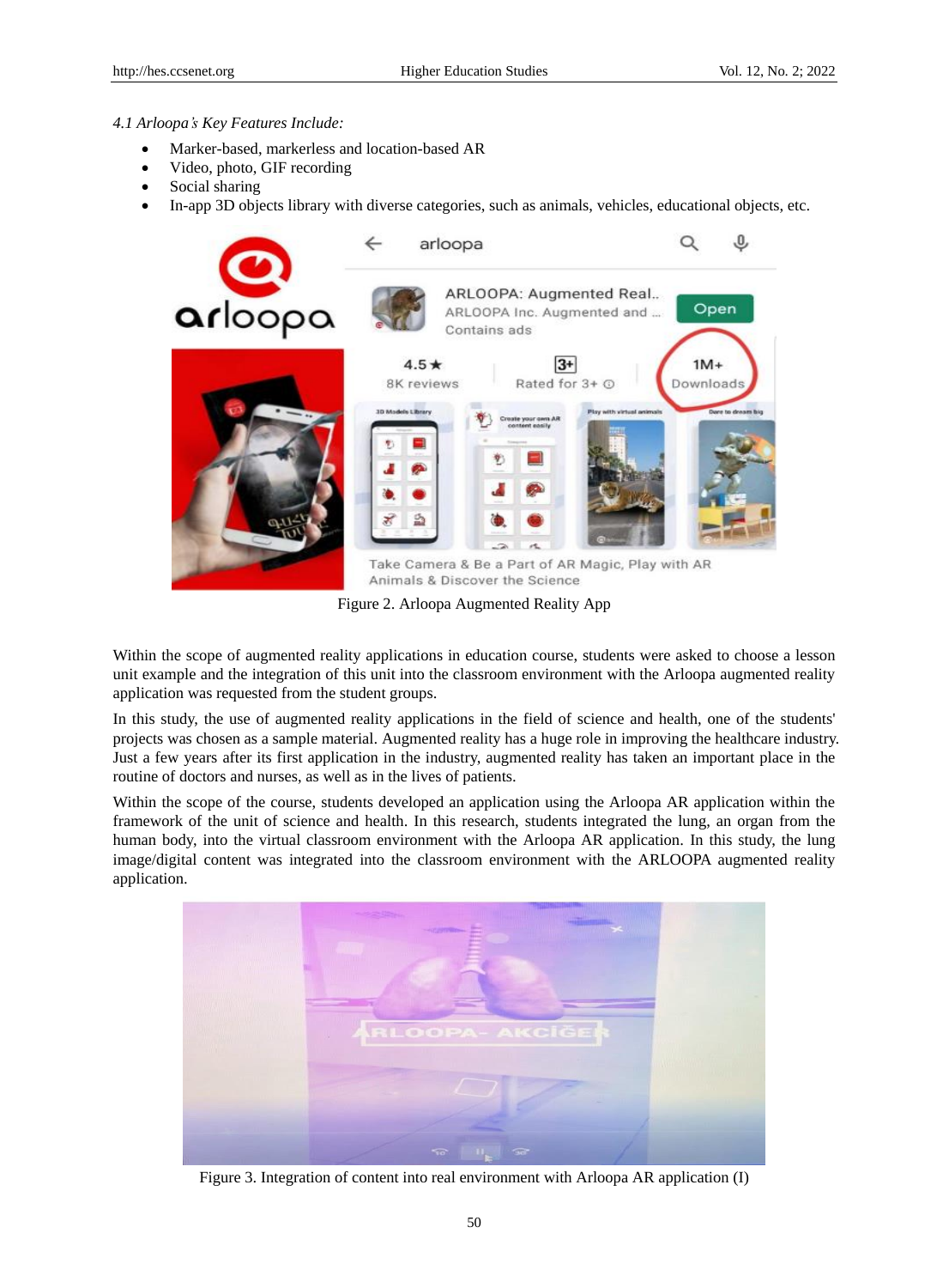*4.1 Arloopa's Key Features Include:*

- Marker-based, markerless and location-based AR
- Video, photo, GIF recording
- Social sharing
- In-app 3D objects library with diverse categories, such as animals, vehicles, educational objects, etc.

Figure 2. Arloopa Augmented Reality App

Within the scope of augmented reality applications in education course, students were asked to choose a lesson unit example and the integration of this unit into the classroom environment with the Arloopa augmented reality application was requested from the student groups.

In this study, the use of augmented reality applications in the field of science and health, one of the students' projects was chosen as a sample material. Augmented reality has a huge role in improving the healthcare industry. Just a few years after its first application in the industry, augmented reality has taken an important place in the routine of doctors and nurses, as well as in the lives of patients.

Within the scope of the course, students developed an application using the Arloopa AR application within the framework of the unit of science and health. In this research, students integrated the lung, an organ from the human body, into the virtual classroom environment with the Arloopa AR application. In this study, the lung image/digital content was integrated into the classroom environment with the ARLOOPA augmented reality application.

Figure 3. Integration of content into real environment with Arloopa AR application (I)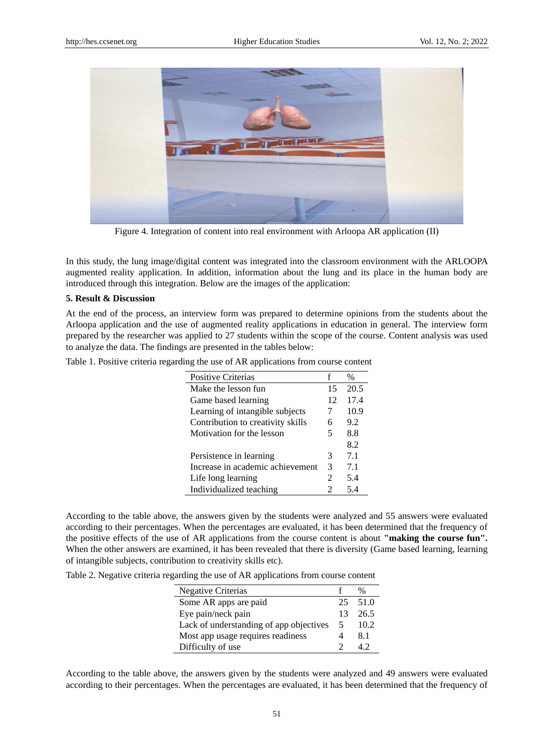Figure 4. Integration of content into real environment with Arloopa AR application (II)

In this study, the lung image/digital content was integrated into the classroom environment with the ARLOOPA augmented reality application. In addition, information about the lung and its place in the human body are introduced through this integration. Below are the images of the application:

**5. Result & Discussion**

At the end of the process, an interview form was prepared to determine opinions from the students about the Arloopa application and the use of augmented reality applications in education in general. The interview form prepared by the researcher was applied to 27 students within the scope of the course. Content analysis was used to analyze the data. The findings are presented in the tables below:

Table 1. Positive criteria regarding the use of AR applications from course content

| Positive Criterias | f | % |
|---|---|---|
| Make the lesson fun | 15 | 20.5 |
| Game based learning | 12 | 17.4 |
| Learning of intangible subjects | 7 | 10.9 |
| Contribution to creativity skills | 6 | 9.2 |
| Motivation for the lesson | 5 | 8.8 |
| | | 8.2 |
| Persistence in learning | 3 | 7.1 |
| Increase in academic achievement | 3 | 7.1 |
| Life long learning | 2 | 5.4 |
| Individualized teaching | 2 | 5.4 |

According to the table above, the answers given by the students were analyzed and 55 answers were evaluated according to their percentages. When the percentages are evaluated, it has been determined that the frequency of the positive effects of the use of AR applications from the course content is about **"making the course fun".** When the other answers are examined, it has been revealed that there is diversity (Game based learning, learning of intangible subjects, contribution to creativity skills etc).

Table 2. Negative criteria regarding the use of AR applications from course content

| Negative Criterias | f | % |
|---|---|---|
| Some AR apps are paid | 25 | 51.0 |
| Eye pain/neck pain | 13 | 26.5 |
| Lack of understanding of app objectives | 5 | 10.2 |
| Most app usage requires readiness | 4 | 8.1 |
| Difficulty of use | 2 | 4.2 |

According to the table above, the answers given by the students were analyzed and 49 answers were evaluated according to their percentages. When the percentages are evaluated, it has been determined that the frequency of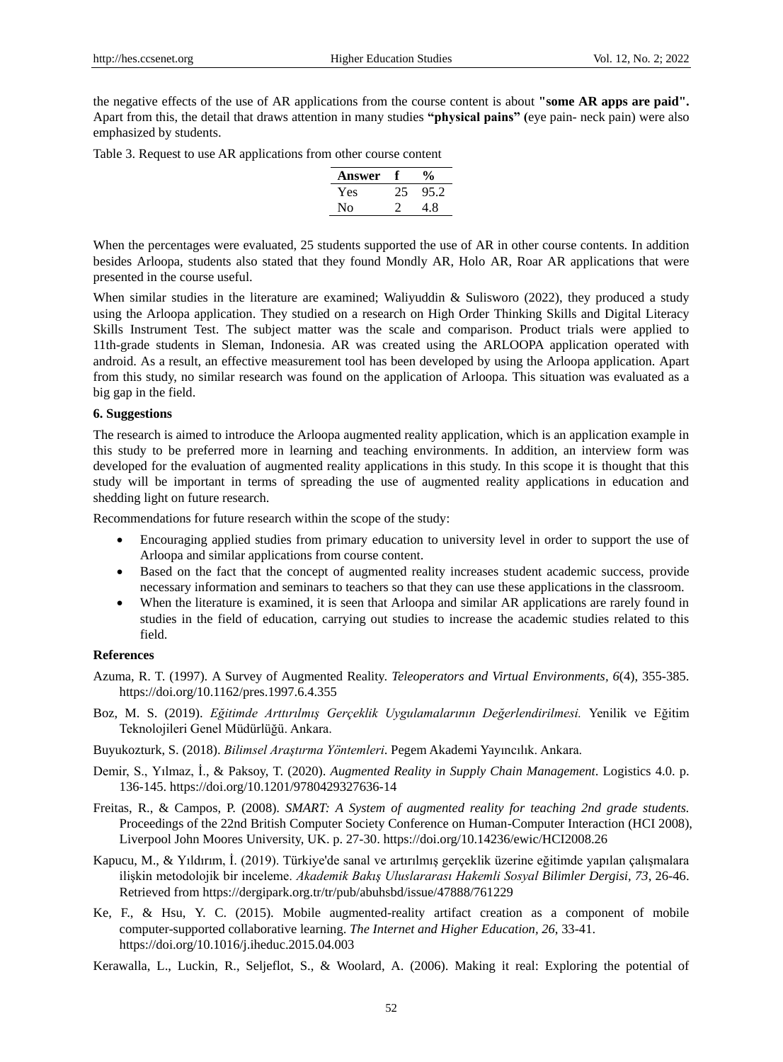the negative effects of the use of AR applications from the course content is about **"some AR apps are paid".** Apart from this, the detail that draws attention in many studies **"physical pains"** (eye pain- neck pain) were also emphasized by students.

Table 3. Request to use AR applications from other course content

| Answer | f | % |
|---|---|---|
| Yes | 25 | 95.2 |
| No | 2 | 4.8 |

When the percentages were evaluated, 25 students supported the use of AR in other course contents. In addition besides Arloopa, students also stated that they found Mondly AR, Holo AR, Roar AR applications that were presented in the course useful.

When similar studies in the literature are examined; Waliyuddin & Sulisworo (2022), they produced a study using the Arloopa application. They studied on a research on High Order Thinking Skills and Digital Literacy Skills Instrument Test. The subject matter was the scale and comparison. Product trials were applied to 11th-grade students in Sleman, Indonesia. AR was created using the ARLOOPA application operated with android. As a result, an effective measurement tool has been developed by using the Arloopa application. Apart from this study, no similar research was found on the application of Arloopa. This situation was evaluated as a big gap in the field.

### 6. Suggestions

The research is aimed to introduce the Arloopa augmented reality application, which is an application example in this study to be preferred more in learning and teaching environments. In addition, an interview form was developed for the evaluation of augmented reality applications in this study. In this scope it is thought that this study will be important in terms of spreading the use of augmented reality applications in education and shedding light on future research.

Recommendations for future research within the scope of the study:

- Encouraging applied studies from primary education to university level in order to support the use of Arloopa and similar applications from course content.
- Based on the fact that the concept of augmented reality increases student academic success, provide necessary information and seminars to teachers so that they can use these applications in the classroom.
- When the literature is examined, it is seen that Arloopa and similar AR applications are rarely found in studies in the field of education, carrying out studies to increase the academic studies related to this field.

### References

Azuma, R. T. (1997). A Survey of Augmented Reality. *Teleoperators and Virtual Environments*, *6*(4), 355-385. https://doi.org/10.1162/pres.1997.6.4.355

Boz, M. S. (2019). *Eğitimde Arttırılmış Gerçeklik Uygulamalarının Değerlendirilmesi.* Yenilik ve Eğitim Teknolojileri Genel Müdürlüğü. Ankara.

Buyukozturk, S. (2018). *Bilimsel Araştırma Yöntemleri*. Pegem Akademi Yayıncılık. Ankara.

Demir, S., Yılmaz, İ., & Paksoy, T. (2020). *Augmented Reality in Supply Chain Management*. Logistics 4.0. p. 136-145. https://doi.org/10.1201/9780429327636-14

Freitas, R., & Campos, P. (2008). *SMART: A System of augmented reality for teaching 2nd grade students.* Proceedings of the 22nd British Computer Society Conference on Human-Computer Interaction (HCI 2008), Liverpool John Moores University, UK. p. 27-30. https://doi.org/10.14236/ewic/HCI2008.26

Kapucu, M., & Yıldırım, İ. (2019). Türkiye'de sanal ve artırılmış gerçeklik üzerine eğitimde yapılan çalışmalara ilişkin metodolojik bir inceleme. *Akademik Bakış Uluslararası Hakemli Sosyal Bilimler Dergisi*, *73*, 26-46. Retrieved from https://dergipark.org.tr/tr/pub/abuhsbd/issue/47888/761229

Ke, F., & Hsu, Y. C. (2015). Mobile augmented-reality artifact creation as a component of mobile computer-supported collaborative learning. *The Internet and Higher Education*, *26*, 33-41. https://doi.org/10.1016/j.iheduc.2015.04.003

Kerawalla, L., Luckin, R., Seljeflot, S., & Woolard, A. (2006). Making it real: Exploring the potential of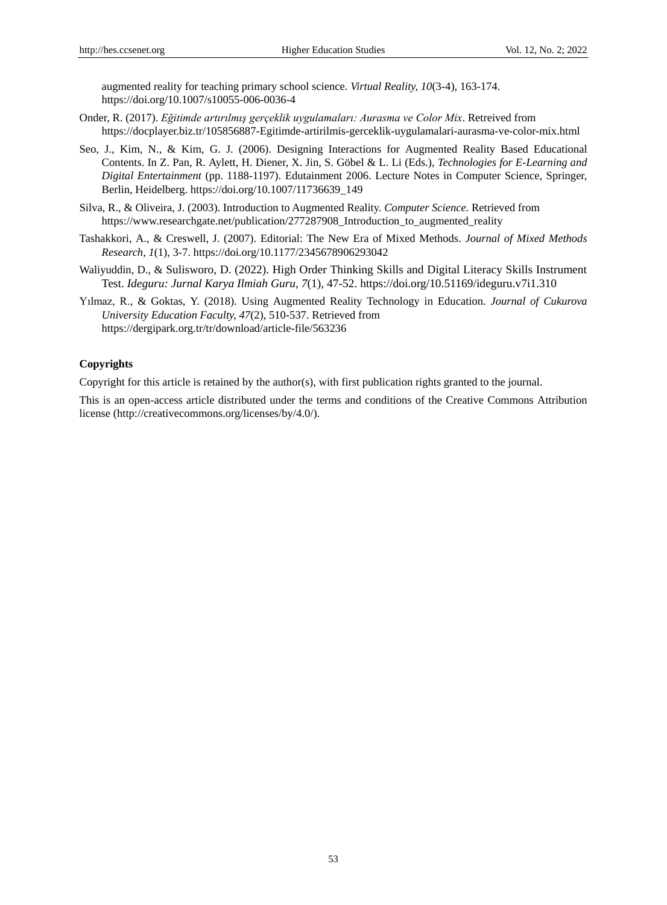augmented reality for teaching primary school science. *Virtual Reality, 10*(3-4), 163-174. https://doi.org/10.1007/s10055-006-0036-4

Onder, R. (2017). *Eğitimde artırılmış gerçeklik uygulamaları: Aurasma ve Color Mix*. Retreived from https://docplayer.biz.tr/105856887-Egitimde-artirilmis-gerceklik-uygulamalari-aurasma-ve-color-mix.html

Seo, J., Kim, N., & Kim, G. J. (2006). Designing Interactions for Augmented Reality Based Educational Contents. In Z. Pan, R. Aylett, H. Diener, X. Jin, S. Göbel & L. Li (Eds.), *Technologies for E-Learning and Digital Entertainment* (pp. 1188-1197). Edutainment 2006. Lecture Notes in Computer Science, Springer, Berlin, Heidelberg. https://doi.org/10.1007/11736639_149

Silva, R., & Oliveira, J. (2003). Introduction to Augmented Reality. *Computer Science.* Retrieved from https://www.researchgate.net/publication/277287908_Introduction_to_augmented_reality

Tashakkori, A., & Creswell, J. (2007). Editorial: The New Era of Mixed Methods. *Journal of Mixed Methods Research, 1*(1), 3-7. https://doi.org/10.1177/2345678906293042

Waliyuddin, D., & Sulisworo, D. (2022). High Order Thinking Skills and Digital Literacy Skills Instrument Test. *Ideguru: Jurnal Karya Ilmiah Guru, 7*(1), 47-52. https://doi.org/10.51169/ideguru.v7i1.310

Yılmaz, R., & Goktas, Y. (2018). Using Augmented Reality Technology in Education. *Journal of Cukurova University Education Faculty, 47*(2), 510-537. Retrieved from https://dergipark.org.tr/tr/download/article-file/563236

## Copyrights

Copyright for this article is retained by the author(s), with first publication rights granted to the journal.

This is an open-access article distributed under the terms and conditions of the Creative Commons Attribution license (http://creativecommons.org/licenses/by/4.0/).